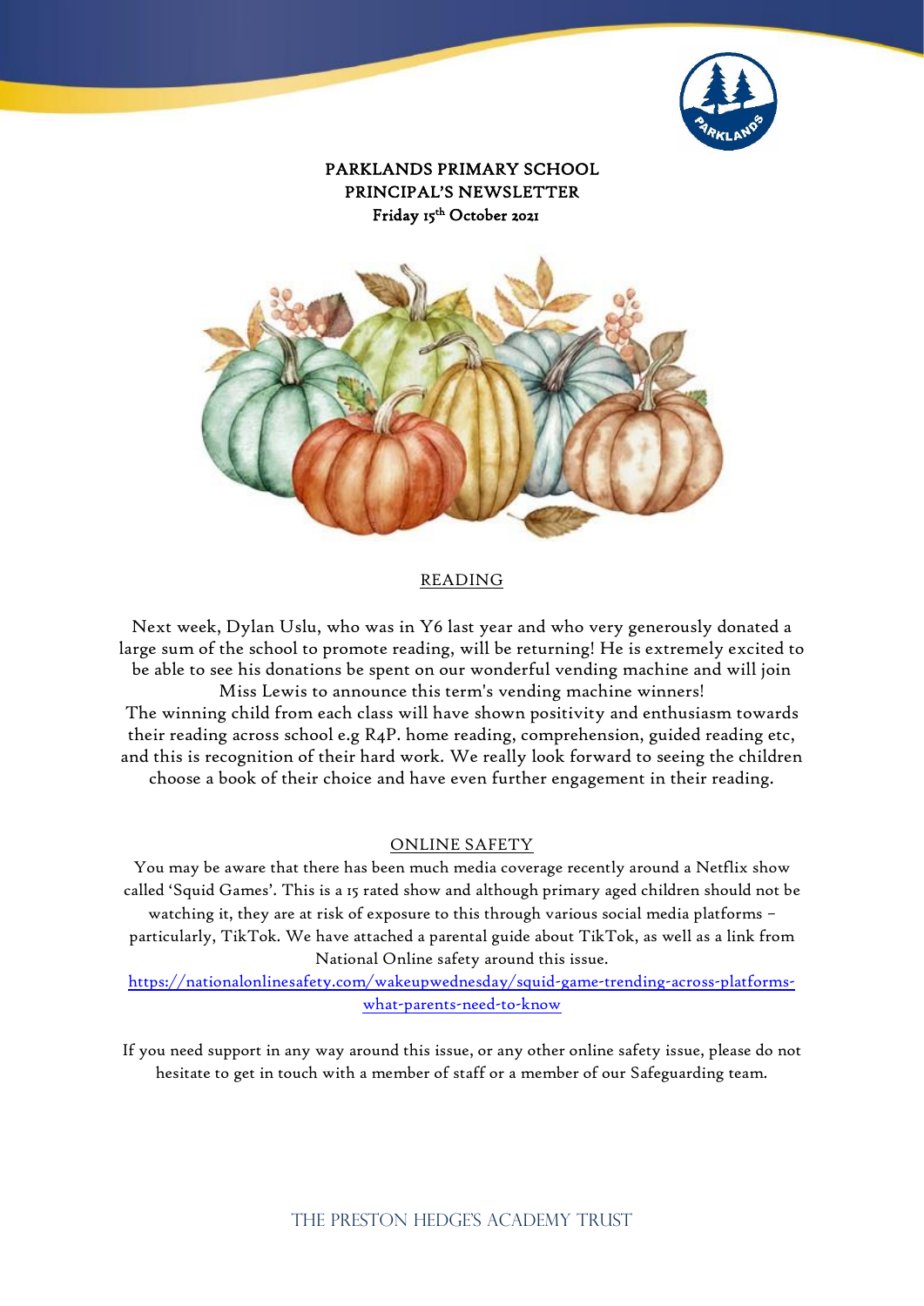# PARKLANDS PRIMARY SCHOOL
## PRINCIPAL'S NEWSLETTER
**Friday 15th October 2021**

## READING

Next week, Dylan Uslu, who was in Y6 last year and who very generously donated a large sum of the school to promote reading, will be returning! He is extremely excited to be able to see his donations be spent on our wonderful vending machine and will join Miss Lewis to announce this term's vending machine winners!
The winning child from each class will have shown positivity and enthusiasm towards their reading across school e.g R4P. home reading, comprehension, guided reading etc, and this is recognition of their hard work. We really look forward to seeing the children choose a book of their choice and have even further engagement in their reading.

## ONLINE SAFETY

You may be aware that there has been much media coverage recently around a Netflix show called 'Squid Games'. This is a 15 rated show and although primary aged children should not be watching it, they are at risk of exposure to this through various social media platforms – particularly, TikTok. We have attached a parental guide about TikTok, as well as a link from National Online safety around this issue.

https://nationalonlinesafety.com/wakeupwednesday/squid-game-trending-across-platforms-what-parents-need-to-know

If you need support in any way around this issue, or any other online safety issue, please do not hesitate to get in touch with a member of staff or a member of our Safeguarding team.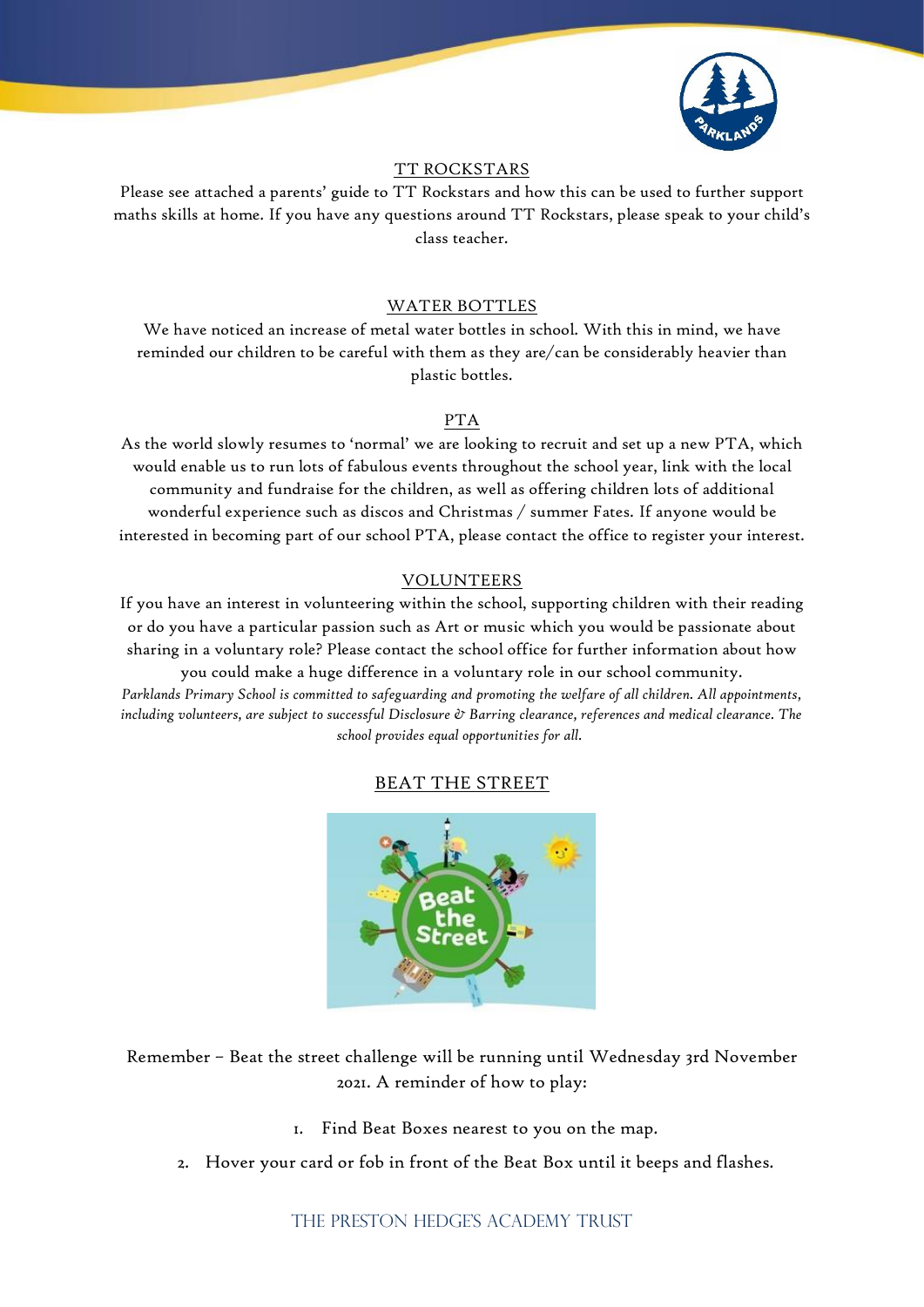## TT ROCKSTARS

Please see attached a parents' guide to TT Rockstars and how this can be used to further support maths skills at home. If you have any questions around TT Rockstars, please speak to your child's class teacher.

## WATER BOTTLES

We have noticed an increase of metal water bottles in school. With this in mind, we have reminded our children to be careful with them as they are/can be considerably heavier than plastic bottles.

## PTA

As the world slowly resumes to 'normal' we are looking to recruit and set up a new PTA, which would enable us to run lots of fabulous events throughout the school year, link with the local community and fundraise for the children, as well as offering children lots of additional wonderful experience such as discos and Christmas / summer Fates. If anyone would be interested in becoming part of our school PTA, please contact the office to register your interest.

## VOLUNTEERS

If you have an interest in volunteering within the school, supporting children with their reading or do you have a particular passion such as Art or music which you would be passionate about sharing in a voluntary role? Please contact the school office for further information about how you could make a huge difference in a voluntary role in our school community.

*Parklands Primary School is committed to safeguarding and promoting the welfare of all children. All appointments, including volunteers, are subject to successful Disclosure & Barring clearance, references and medical clearance. The school provides equal opportunities for all.*

## BEAT THE STREET

Remember – Beat the street challenge will be running until Wednesday 3rd November 2021. A reminder of how to play:

1. Find Beat Boxes nearest to you on the map.
2. Hover your card or fob in front of the Beat Box until it beeps and flashes.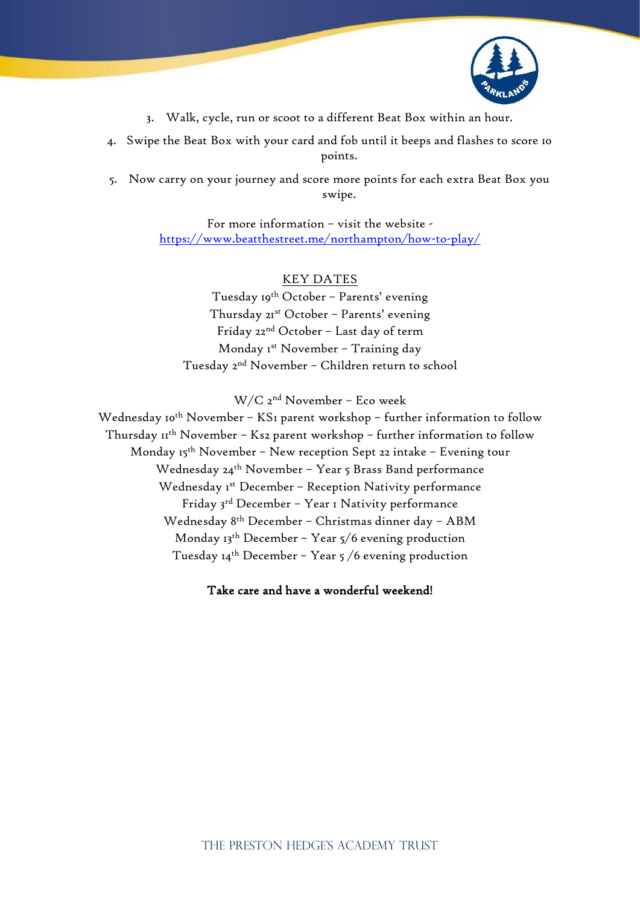3. Walk, cycle, run or scoot to a different Beat Box within an hour.
4. Swipe the Beat Box with your card and fob until it beeps and flashes to score 10 points.
5. Now carry on your journey and score more points for each extra Beat Box you swipe.

For more information – visit the website - https://www.beatthestreet.me/northampton/how-to-play/

KEY DATES

Tuesday 19th October – Parents' evening
Thursday 21st October – Parents' evening
Friday 22nd October – Last day of term
Monday 1st November – Training day
Tuesday 2nd November – Children return to school

W/C 2nd November – Eco week
Wednesday 10th November – KS1 parent workshop – further information to follow
Thursday 11th November – Ks2 parent workshop – further information to follow
Monday 15th November – New reception Sept 22 intake – Evening tour
Wednesday 24th November – Year 5 Brass Band performance
Wednesday 1st December – Reception Nativity performance
Friday 3rd December – Year 1 Nativity performance
Wednesday 8th December – Christmas dinner day – ABM
Monday 13th December – Year 5/6 evening production
Tuesday 14th December – Year 5 /6 evening production

**Take care and have a wonderful weekend!**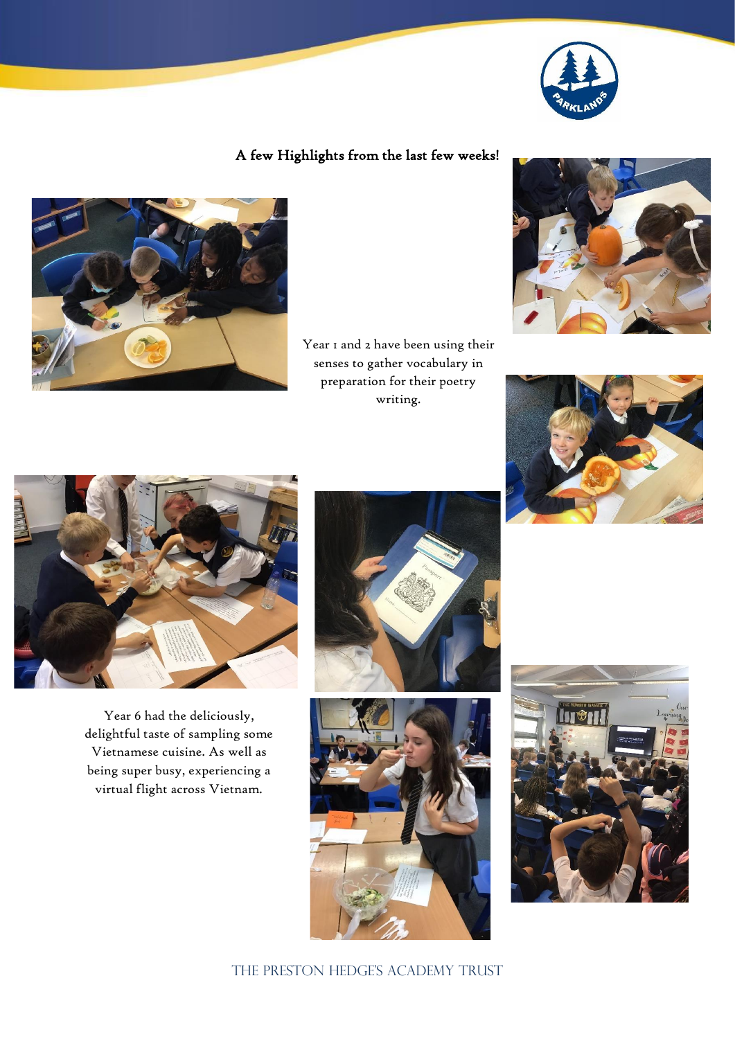## A few Highlights from the last few weeks!

Year 1 and 2 have been using their senses to gather vocabulary in preparation for their poetry writing.

Year 6 had the deliciously, delightful taste of sampling some Vietnamese cuisine. As well as being super busy, experiencing a virtual flight across Vietnam.

THE PRESTON HEDGE'S ACADEMY TRUST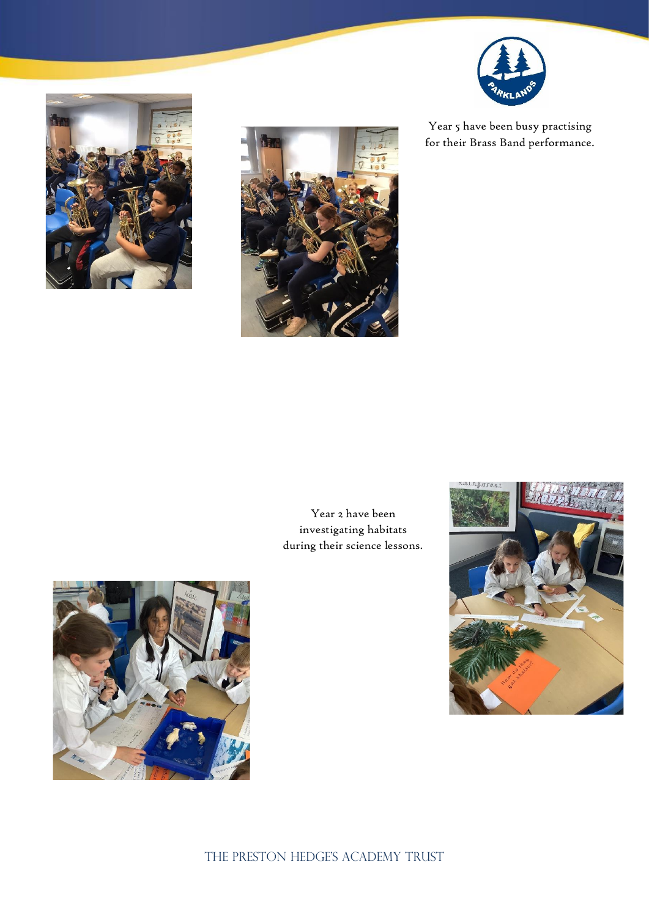Year 5 have been busy practising for their Brass Band performance.

Year 2 have been investigating habitats during their science lessons.